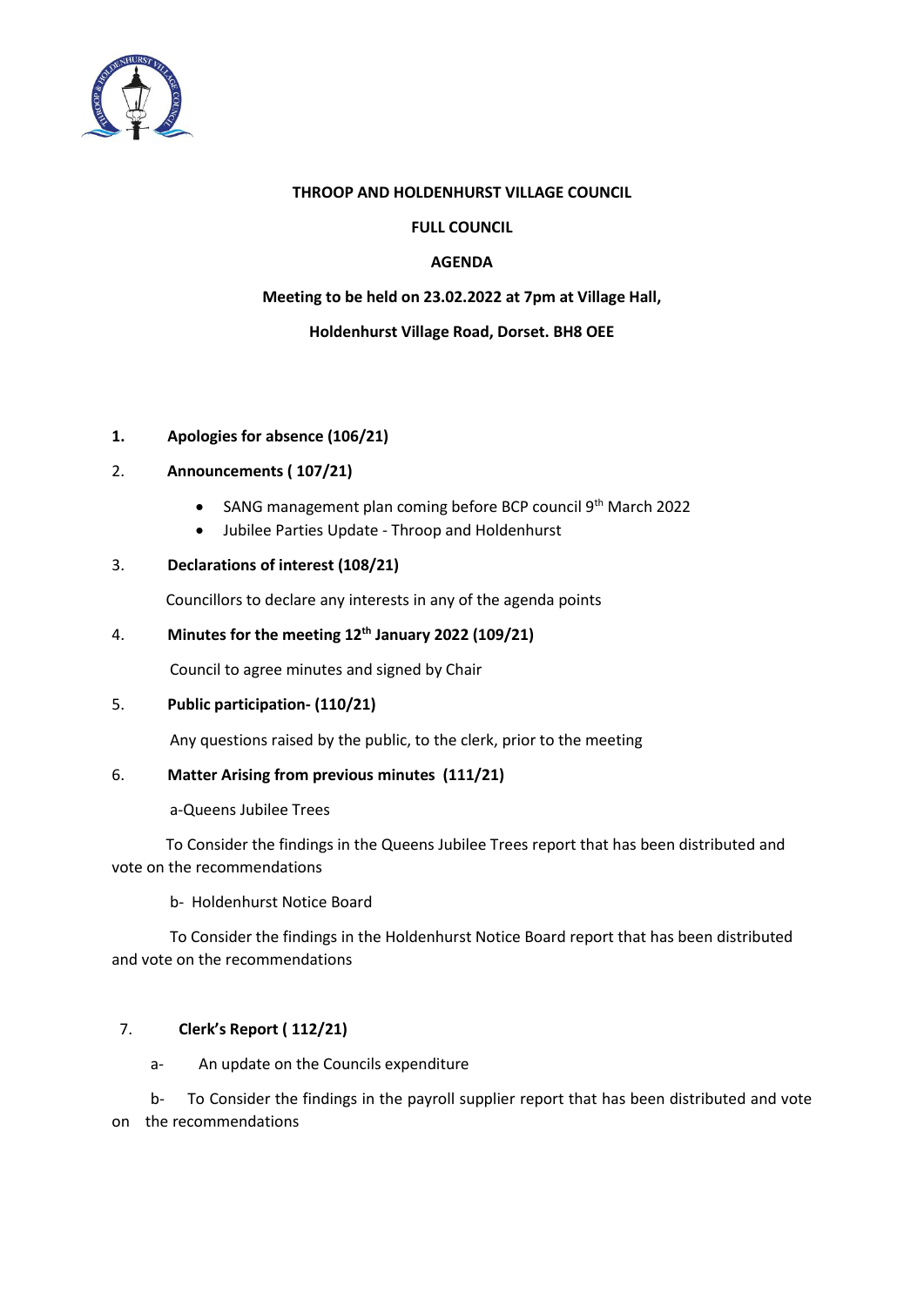**THROOP AND HOLDENHURST VILLAGE COUNCIL**

**FULL COUNCIL**

**AGENDA**

**Meeting to be held on 23.02.2022 at 7pm at Village Hall,**

**Holdenhurst Village Road, Dorset. BH8 OEE**

1. **Apologies for absence (106/21)**

2. **Announcements ( 107/21)**
   - SANG management plan coming before BCP council 9th March 2022
   - Jubilee Parties Update - Throop and Holdenhurst

3. **Declarations of interest (108/21)**

   Councillors to declare any interests in any of the agenda points

4. **Minutes for the meeting 12th January 2022 (109/21)**

   Council to agree minutes and signed by Chair

5. **Public participation- (110/21)**

   Any questions raised by the public, to the clerk, prior to the meeting

6. **Matter Arising from previous minutes (111/21)**

   a-Queens Jubilee Trees

   To Consider the findings in the Queens Jubilee Trees report that has been distributed and vote on the recommendations

   b- Holdenhurst Notice Board

   To Consider the findings in the Holdenhurst Notice Board report that has been distributed and vote on the recommendations

7. **Clerk's Report ( 112/21)**

   a- An update on the Councils expenditure

   b- To Consider the findings in the payroll supplier report that has been distributed and vote on the recommendations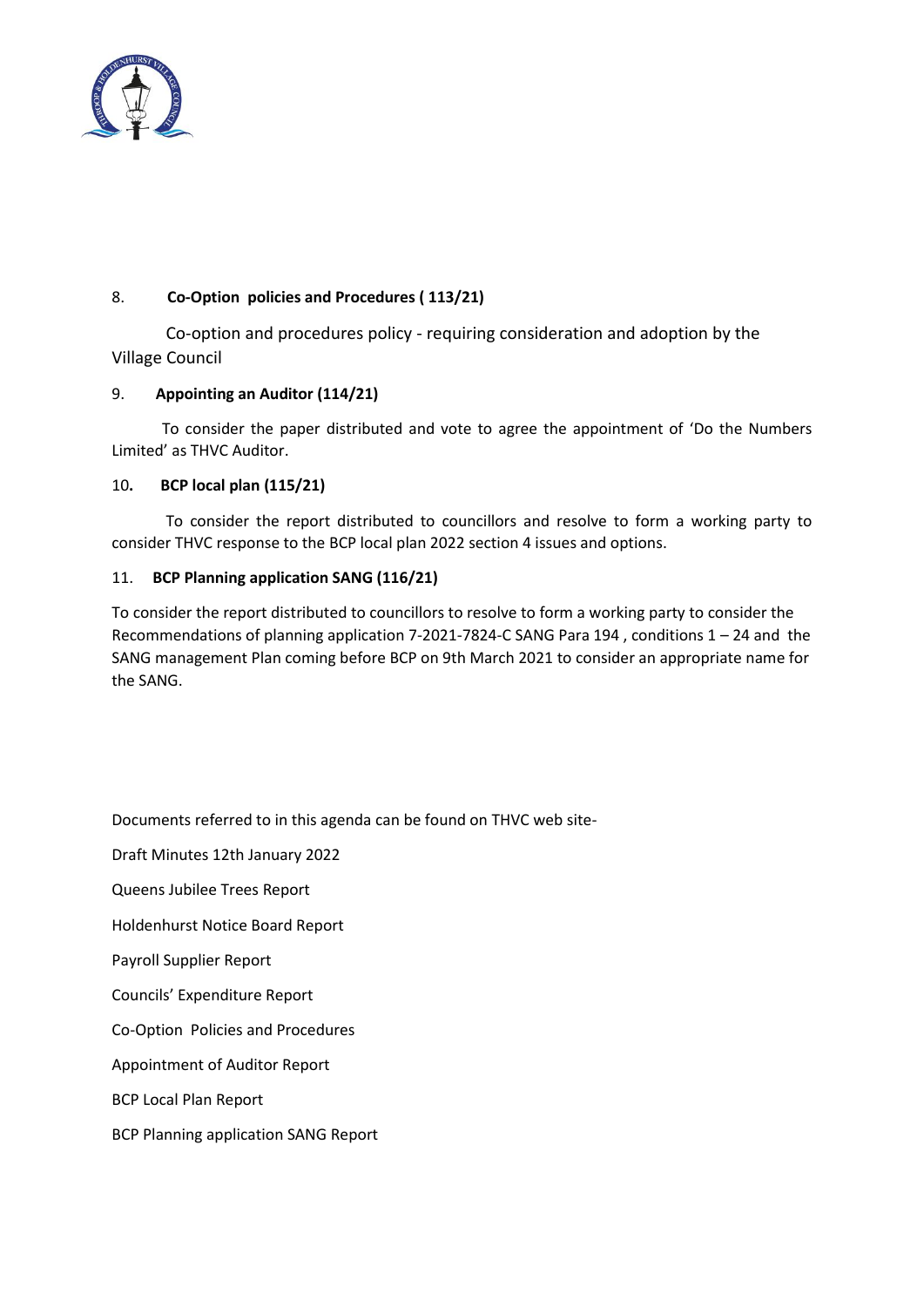8. **Co-Option policies and Procedures ( 113/21)**

Co-option and procedures policy - requiring consideration and adoption by the Village Council

9. **Appointing an Auditor (114/21)**

To consider the paper distributed and vote to agree the appointment of 'Do the Numbers Limited' as THVC Auditor.

10**.** **BCP local plan (115/21)**

To consider the report distributed to councillors and resolve to form a working party to consider THVC response to the BCP local plan 2022 section 4 issues and options.

11. **BCP Planning application SANG (116/21)**

To consider the report distributed to councillors to resolve to form a working party to consider the Recommendations of planning application 7-2021-7824-C SANG Para 194 , conditions 1 – 24 and the SANG management Plan coming before BCP on 9th March 2021 to consider an appropriate name for the SANG.

Documents referred to in this agenda can be found on THVC web site-

Draft Minutes 12th January 2022

Queens Jubilee Trees Report

Holdenhurst Notice Board Report

Payroll Supplier Report

Councils' Expenditure Report

Co-Option Policies and Procedures

Appointment of Auditor Report

BCP Local Plan Report

BCP Planning application SANG Report